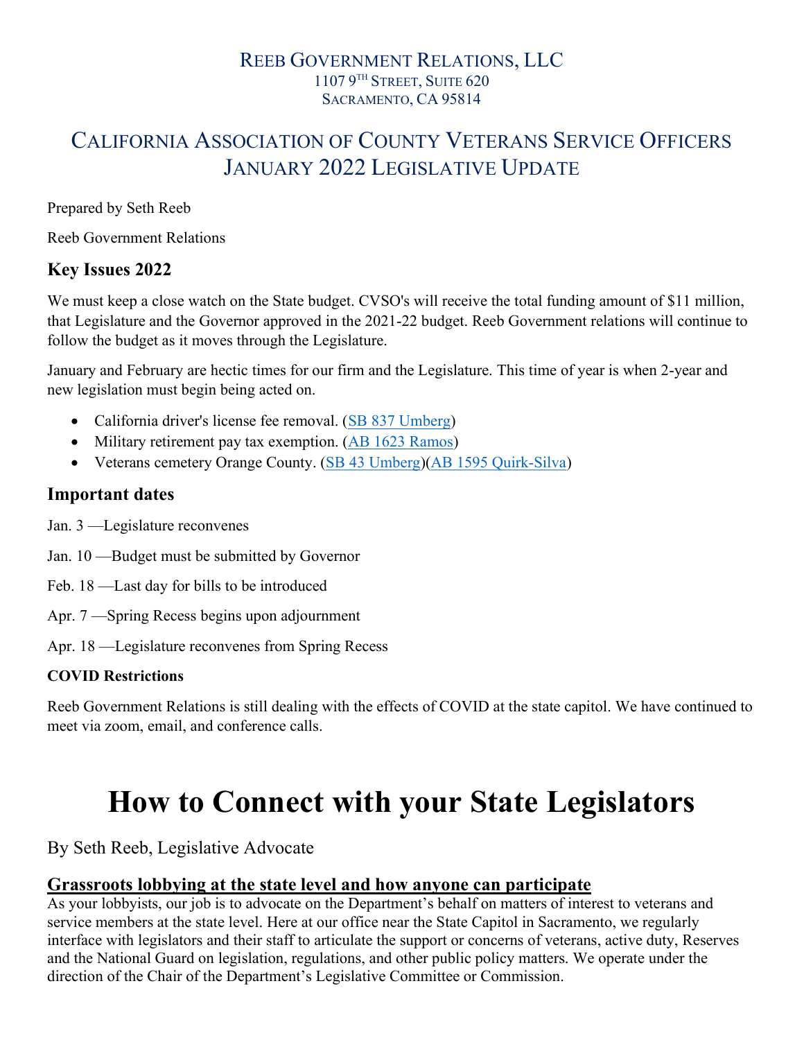REEB GOVERNMENT RELATIONS, LLC
1107 9TH STREET, SUITE 620
SACRAMENTO, CA 95814

# CALIFORNIA ASSOCIATION OF COUNTY VETERANS SERVICE OFFICERS JANUARY 2022 LEGISLATIVE UPDATE

Prepared by Seth Reeb

Reeb Government Relations

## Key Issues 2022

We must keep a close watch on the State budget. CVSO's will receive the total funding amount of $11 million, that Legislature and the Governor approved in the 2021-22 budget. Reeb Government relations will continue to follow the budget as it moves through the Legislature.

January and February are hectic times for our firm and the Legislature. This time of year is when 2-year and new legislation must begin being acted on.

- California driver's license fee removal. (SB 837 Umberg)
- Military retirement pay tax exemption. (AB 1623 Ramos)
- Veterans cemetery Orange County. (SB 43 Umberg)(AB 1595 Quirk-Silva)

## Important dates

Jan. 3 —Legislature reconvenes

Jan. 10 —Budget must be submitted by Governor

Feb. 18 —Last day for bills to be introduced

Apr. 7 —Spring Recess begins upon adjournment

Apr. 18 —Legislature reconvenes from Spring Recess

### COVID Restrictions

Reeb Government Relations is still dealing with the effects of COVID at the state capitol. We have continued to meet via zoom, email, and conference calls.

# How to Connect with your State Legislators

By Seth Reeb, Legislative Advocate

## Grassroots lobbying at the state level and how anyone can participate

As your lobbyists, our job is to advocate on the Department's behalf on matters of interest to veterans and service members at the state level. Here at our office near the State Capitol in Sacramento, we regularly interface with legislators and their staff to articulate the support or concerns of veterans, active duty, Reserves and the National Guard on legislation, regulations, and other public policy matters. We operate under the direction of the Chair of the Department's Legislative Committee or Commission.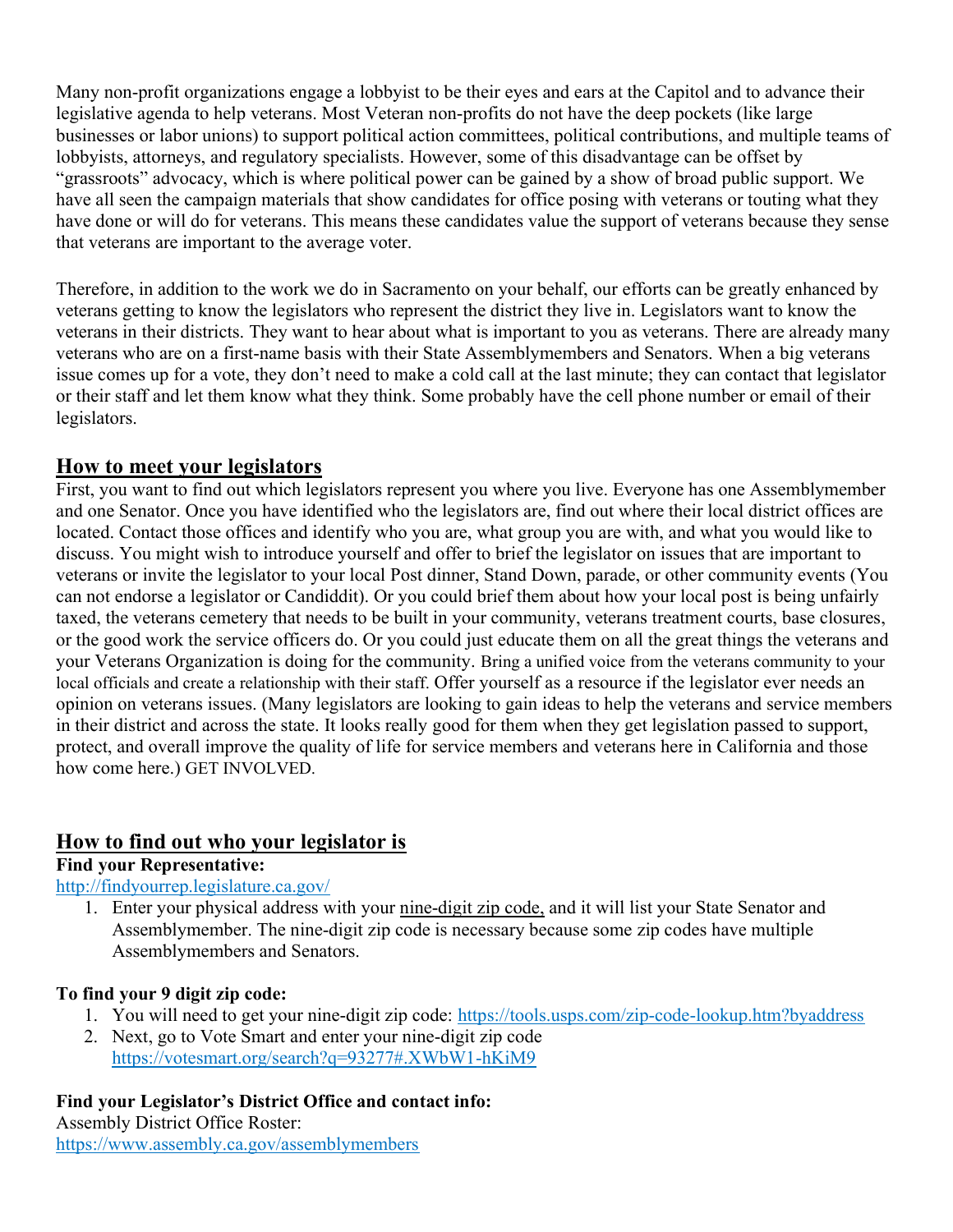Many non-profit organizations engage a lobbyist to be their eyes and ears at the Capitol and to advance their legislative agenda to help veterans. Most Veteran non-profits do not have the deep pockets (like large businesses or labor unions) to support political action committees, political contributions, and multiple teams of lobbyists, attorneys, and regulatory specialists. However, some of this disadvantage can be offset by "grassroots" advocacy, which is where political power can be gained by a show of broad public support. We have all seen the campaign materials that show candidates for office posing with veterans or touting what they have done or will do for veterans. This means these candidates value the support of veterans because they sense that veterans are important to the average voter.

Therefore, in addition to the work we do in Sacramento on your behalf, our efforts can be greatly enhanced by veterans getting to know the legislators who represent the district they live in. Legislators want to know the veterans in their districts. They want to hear about what is important to you as veterans. There are already many veterans who are on a first-name basis with their State Assemblymembers and Senators. When a big veterans issue comes up for a vote, they don't need to make a cold call at the last minute; they can contact that legislator or their staff and let them know what they think. Some probably have the cell phone number or email of their legislators.

## How to meet your legislators

First, you want to find out which legislators represent you where you live. Everyone has one Assemblymember and one Senator. Once you have identified who the legislators are, find out where their local district offices are located. Contact those offices and identify who you are, what group you are with, and what you would like to discuss. You might wish to introduce yourself and offer to brief the legislator on issues that are important to veterans or invite the legislator to your local Post dinner, Stand Down, parade, or other community events (You can not endorse a legislator or Candiddit). Or you could brief them about how your local post is being unfairly taxed, the veterans cemetery that needs to be built in your community, veterans treatment courts, base closures, or the good work the service officers do. Or you could just educate them on all the great things the veterans and your Veterans Organization is doing for the community. Bring a unified voice from the veterans community to your local officials and create a relationship with their staff. Offer yourself as a resource if the legislator ever needs an opinion on veterans issues. (Many legislators are looking to gain ideas to help the veterans and service members in their district and across the state. It looks really good for them when they get legislation passed to support, protect, and overall improve the quality of life for service members and veterans here in California and those how come here.) GET INVOLVED.

## How to find out who your legislator is

**Find your Representative:**

http://findyourrep.legislature.ca.gov/

1. Enter your physical address with your nine-digit zip code, and it will list your State Senator and Assemblymember. The nine-digit zip code is necessary because some zip codes have multiple Assemblymembers and Senators.

**To find your 9 digit zip code:**

1. You will need to get your nine-digit zip code: https://tools.usps.com/zip-code-lookup.htm?byaddress
2. Next, go to Vote Smart and enter your nine-digit zip code https://votesmart.org/search?q=93277#.XWbW1-hKiM9

**Find your Legislator's District Office and contact info:**

Assembly District Office Roster:
https://www.assembly.ca.gov/assemblymembers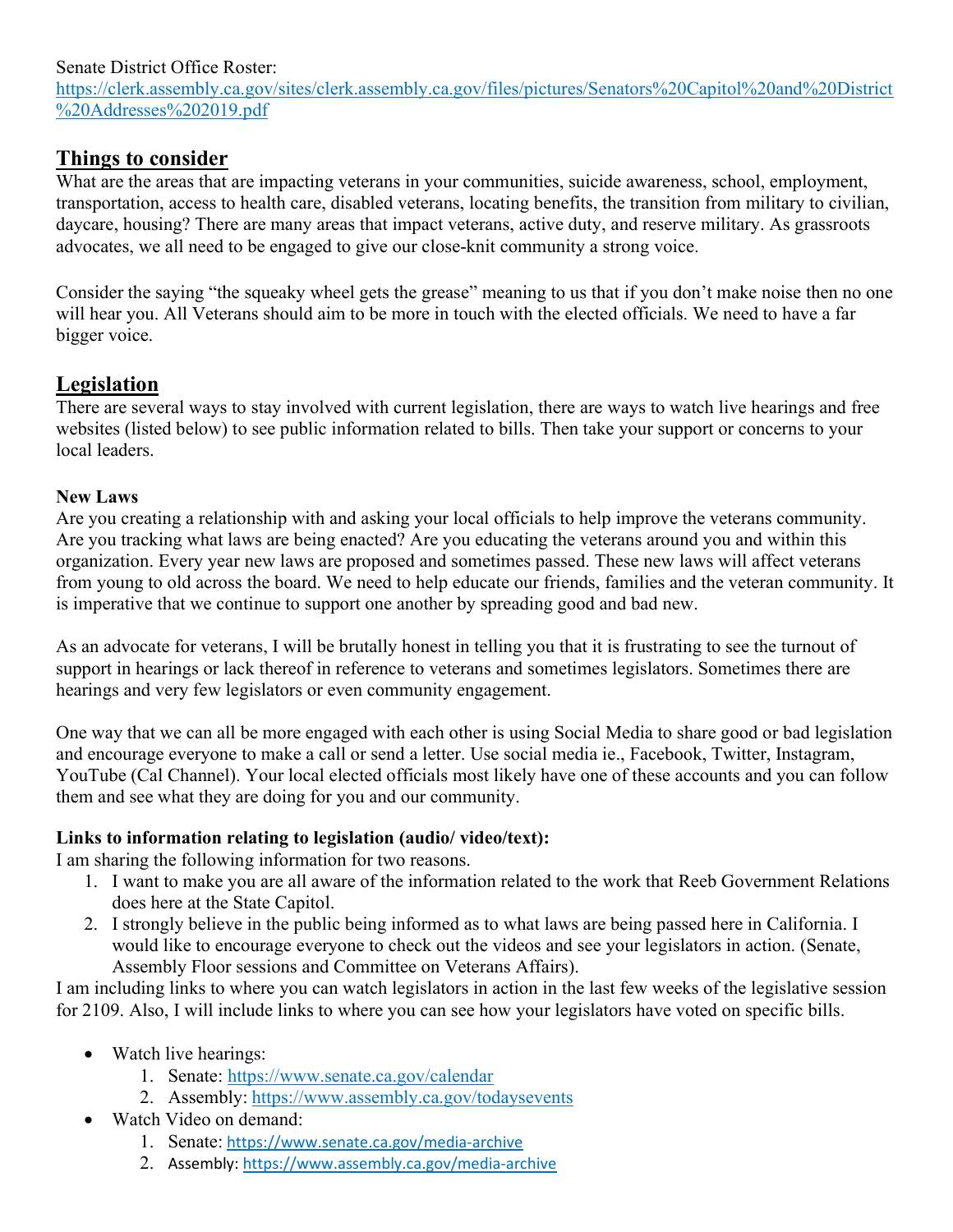Senate District Office Roster:
[https://clerk.assembly.ca.gov/sites/clerk.assembly.ca.gov/files/pictures/Senators%20Capitol%20and%20District%20Addresses%202019.pdf](https://clerk.assembly.ca.gov/sites/clerk.assembly.ca.gov/files/pictures/Senators%20Capitol%20and%20District%20Addresses%202019.pdf)

## Things to consider

What are the areas that are impacting veterans in your communities, suicide awareness, school, employment, transportation, access to health care, disabled veterans, locating benefits, the transition from military to civilian, daycare, housing? There are many areas that impact veterans, active duty, and reserve military. As grassroots advocates, we all need to be engaged to give our close-knit community a strong voice.

Consider the saying "the squeaky wheel gets the grease" meaning to us that if you don't make noise then no one will hear you. All Veterans should aim to be more in touch with the elected officials. We need to have a far bigger voice.

## Legislation

There are several ways to stay involved with current legislation, there are ways to watch live hearings and free websites (listed below) to see public information related to bills. Then take your support or concerns to your local leaders.

**New Laws**

Are you creating a relationship with and asking your local officials to help improve the veterans community. Are you tracking what laws are being enacted? Are you educating the veterans around you and within this organization. Every year new laws are proposed and sometimes passed. These new laws will affect veterans from young to old across the board. We need to help educate our friends, families and the veteran community. It is imperative that we continue to support one another by spreading good and bad new.

As an advocate for veterans, I will be brutally honest in telling you that it is frustrating to see the turnout of support in hearings or lack thereof in reference to veterans and sometimes legislators. Sometimes there are hearings and very few legislators or even community engagement.

One way that we can all be more engaged with each other is using Social Media to share good or bad legislation and encourage everyone to make a call or send a letter. Use social media ie., Facebook, Twitter, Instagram, YouTube (Cal Channel). Your local elected officials most likely have one of these accounts and you can follow them and see what they are doing for you and our community.

**Links to information relating to legislation (audio/ video/text):**

I am sharing the following information for two reasons.

1. I want to make you are all aware of the information related to the work that Reeb Government Relations does here at the State Capitol.
2. I strongly believe in the public being informed as to what laws are being passed here in California. I would like to encourage everyone to check out the videos and see your legislators in action. (Senate, Assembly Floor sessions and Committee on Veterans Affairs).

I am including links to where you can watch legislators in action in the last few weeks of the legislative session for 2109. Also, I will include links to where you can see how your legislators have voted on specific bills.

- Watch live hearings:
  1. Senate: [https://www.senate.ca.gov/calendar](https://www.senate.ca.gov/calendar)
  2. Assembly: [https://www.assembly.ca.gov/todaysevents](https://www.assembly.ca.gov/todaysevents)
- Watch Video on demand:
  1. Senate: [https://www.senate.ca.gov/media-archive](https://www.senate.ca.gov/media-archive)
  2. Assembly: [https://www.assembly.ca.gov/media-archive](https://www.assembly.ca.gov/media-archive)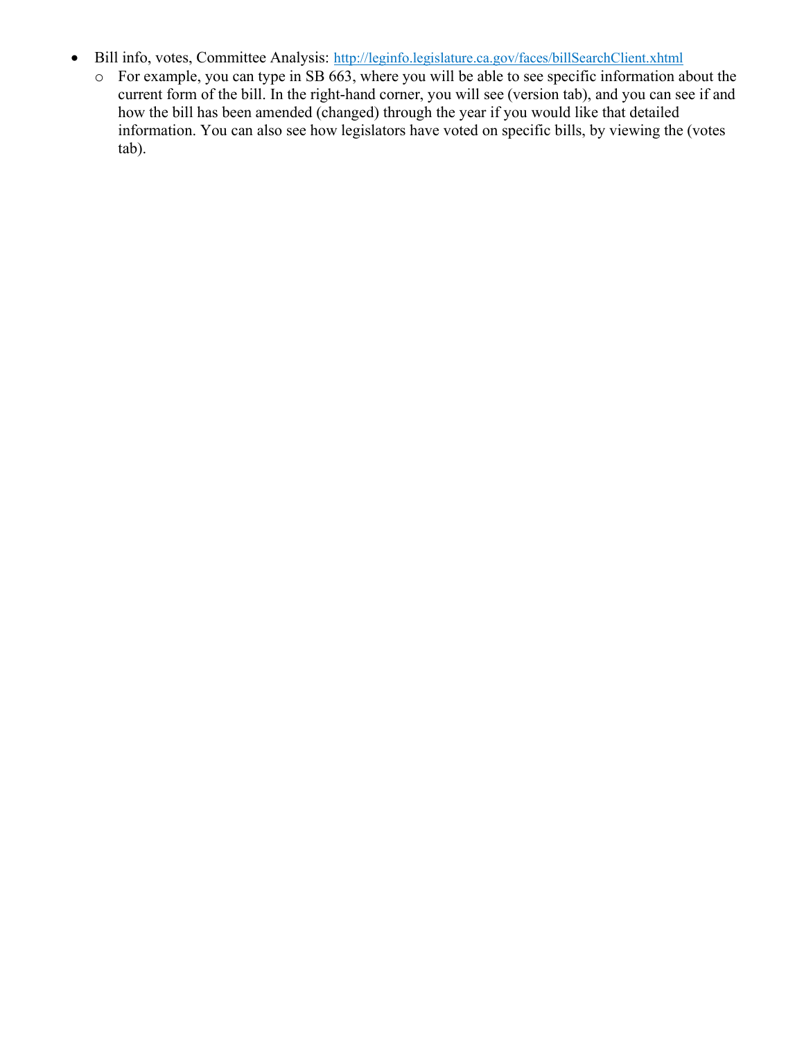- Bill info, votes, Committee Analysis: [http://leginfo.legislature.ca.gov/faces/billSearchClient.xhtml](http://leginfo.legislature.ca.gov/faces/billSearchClient.xhtml)
    - For example, you can type in SB 663, where you will be able to see specific information about the current form of the bill. In the right-hand corner, you will see (version tab), and you can see if and how the bill has been amended (changed) through the year if you would like that detailed information. You can also see how legislators have voted on specific bills, by viewing the (votes tab).